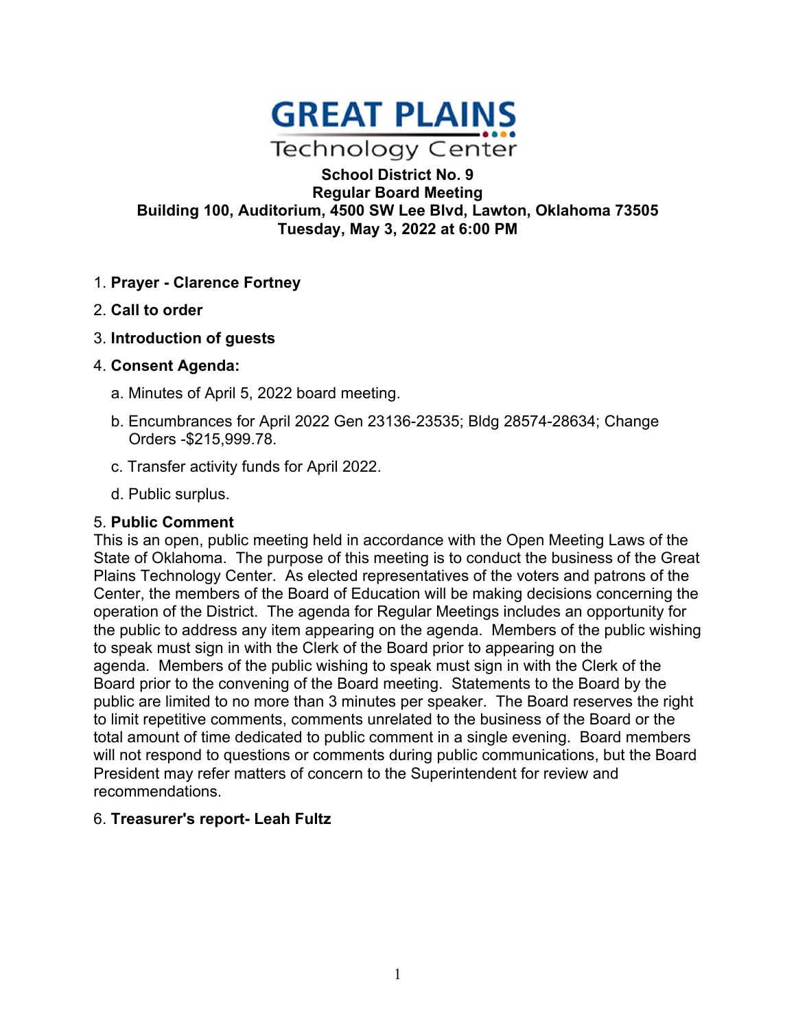# GREAT PLAINS Technology Center

**School District No. 9**
**Regular Board Meeting**
**Building 100, Auditorium, 4500 SW Lee Blvd, Lawton, Oklahoma 73505**
**Tuesday, May 3, 2022 at 6:00 PM**

1. **Prayer - Clarence Fortney**
2. **Call to order**
3. **Introduction of guests**
4. **Consent Agenda:**
   a. Minutes of April 5, 2022 board meeting.
   b. Encumbrances for April 2022 Gen 23136-23535; Bldg 28574-28634; Change Orders -$215,999.78.
   c. Transfer activity funds for April 2022.
   d. Public surplus.
5. **Public Comment**

This is an open, public meeting held in accordance with the Open Meeting Laws of the State of Oklahoma. The purpose of this meeting is to conduct the business of the Great Plains Technology Center. As elected representatives of the voters and patrons of the Center, the members of the Board of Education will be making decisions concerning the operation of the District. The agenda for Regular Meetings includes an opportunity for the public to address any item appearing on the agenda. Members of the public wishing to speak must sign in with the Clerk of the Board prior to appearing on the agenda. Members of the public wishing to speak must sign in with the Clerk of the Board prior to the convening of the Board meeting. Statements to the Board by the public are limited to no more than 3 minutes per speaker. The Board reserves the right to limit repetitive comments, comments unrelated to the business of the Board or the total amount of time dedicated to public comment in a single evening. Board members will not respond to questions or comments during public communications, but the Board President may refer matters of concern to the Superintendent for review and recommendations.

6. **Treasurer's report- Leah Fultz**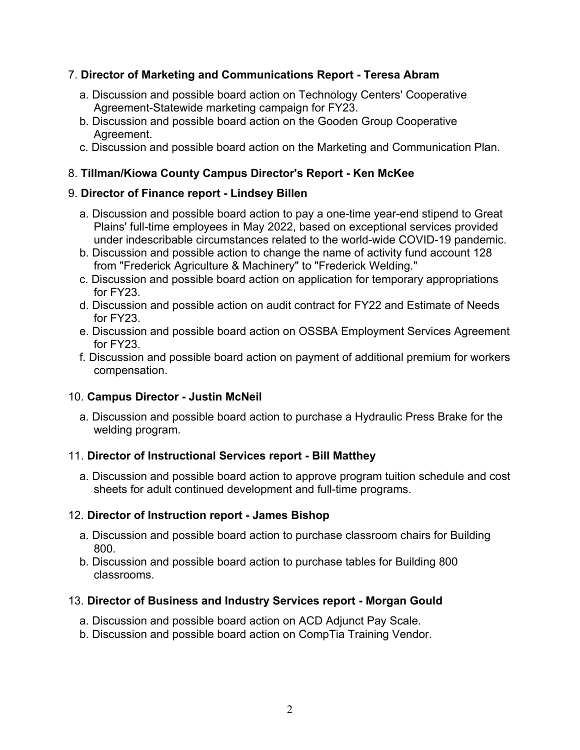7. **Director of Marketing and Communications Report - Teresa Abram**

   a. Discussion and possible board action on Technology Centers' Cooperative Agreement-Statewide marketing campaign for FY23.
   b. Discussion and possible board action on the Gooden Group Cooperative Agreement.
   c. Discussion and possible board action on the Marketing and Communication Plan.

8. **Tillman/Kiowa County Campus Director's Report - Ken McKee**

9. **Director of Finance report - Lindsey Billen**

   a. Discussion and possible board action to pay a one-time year-end stipend to Great Plains' full-time employees in May 2022, based on exceptional services provided under indescribable circumstances related to the world-wide COVID-19 pandemic.
   b. Discussion and possible action to change the name of activity fund account 128 from "Frederick Agriculture & Machinery" to "Frederick Welding."
   c. Discussion and possible board action on application for temporary appropriations for FY23.
   d. Discussion and possible action on audit contract for FY22 and Estimate of Needs for FY23.
   e. Discussion and possible board action on OSSBA Employment Services Agreement for FY23.
   f. Discussion and possible board action on payment of additional premium for workers compensation.

10. **Campus Director - Justin McNeil**

    a. Discussion and possible board action to purchase a Hydraulic Press Brake for the welding program.

11. **Director of Instructional Services report - Bill Matthey**

    a. Discussion and possible board action to approve program tuition schedule and cost sheets for adult continued development and full-time programs.

12. **Director of Instruction report - James Bishop**

    a. Discussion and possible board action to purchase classroom chairs for Building 800.
    b. Discussion and possible board action to purchase tables for Building 800 classrooms.

13. **Director of Business and Industry Services report - Morgan Gould**

    a. Discussion and possible board action on ACD Adjunct Pay Scale.
    b. Discussion and possible board action on CompTia Training Vendor.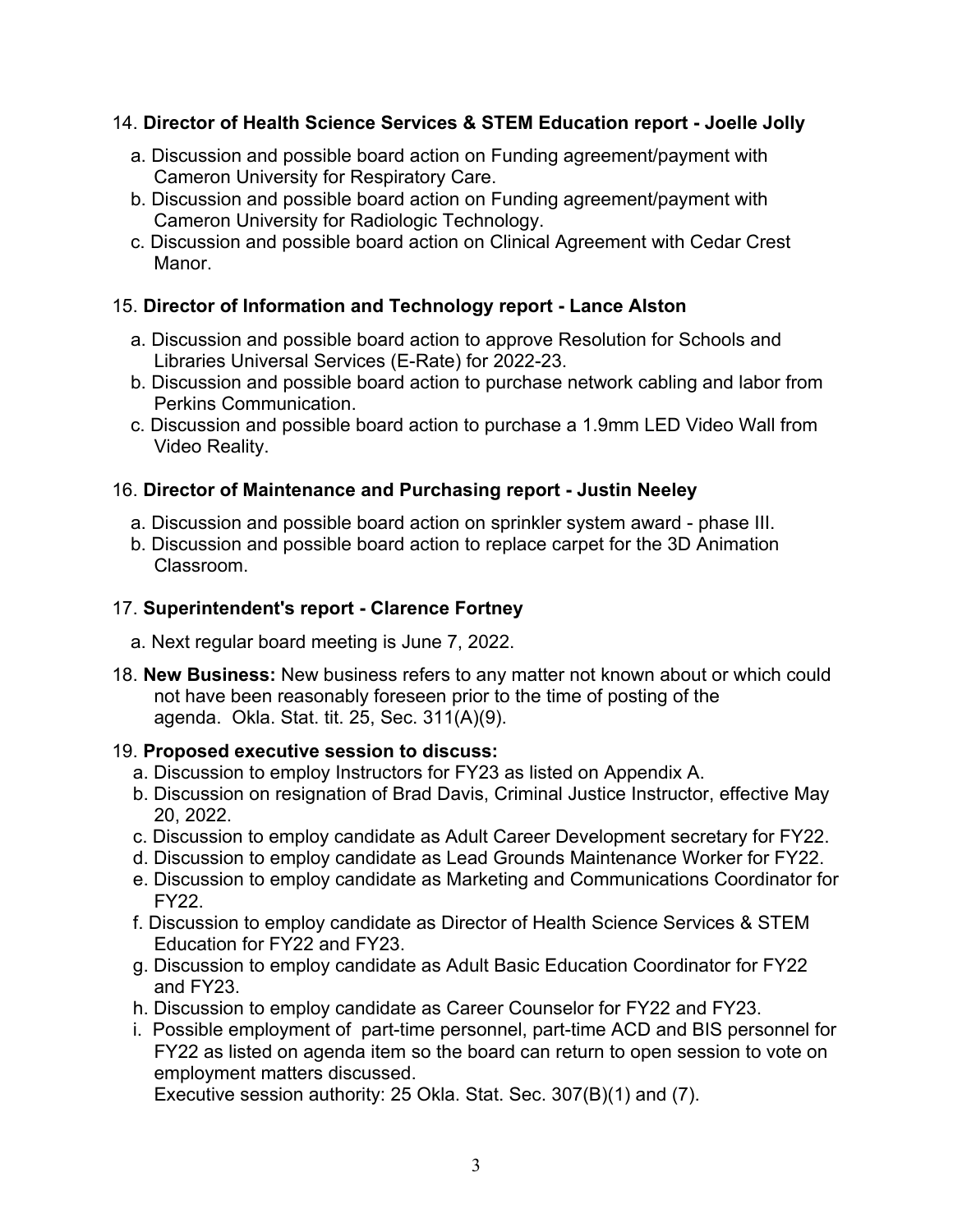14. **Director of Health Science Services & STEM Education report - Joelle Jolly**

   a. Discussion and possible board action on Funding agreement/payment with Cameron University for Respiratory Care.
   b. Discussion and possible board action on Funding agreement/payment with Cameron University for Radiologic Technology.
   c. Discussion and possible board action on Clinical Agreement with Cedar Crest Manor.

15. **Director of Information and Technology report - Lance Alston**

   a. Discussion and possible board action to approve Resolution for Schools and Libraries Universal Services (E-Rate) for 2022-23.
   b. Discussion and possible board action to purchase network cabling and labor from Perkins Communication.
   c. Discussion and possible board action to purchase a 1.9mm LED Video Wall from Video Reality.

16. **Director of Maintenance and Purchasing report - Justin Neeley**

   a. Discussion and possible board action on sprinkler system award - phase III.
   b. Discussion and possible board action to replace carpet for the 3D Animation Classroom.

17. **Superintendent's report - Clarence Fortney**

   a. Next regular board meeting is June 7, 2022.

18. **New Business:** New business refers to any matter not known about or which could not have been reasonably foreseen prior to the time of posting of the agenda. Okla. Stat. tit. 25, Sec. 311(A)(9).

19. **Proposed executive session to discuss:**
   a. Discussion to employ Instructors for FY23 as listed on Appendix A.
   b. Discussion on resignation of Brad Davis, Criminal Justice Instructor, effective May 20, 2022.
   c. Discussion to employ candidate as Adult Career Development secretary for FY22.
   d. Discussion to employ candidate as Lead Grounds Maintenance Worker for FY22.
   e. Discussion to employ candidate as Marketing and Communications Coordinator for FY22.
   f. Discussion to employ candidate as Director of Health Science Services & STEM Education for FY22 and FY23.
   g. Discussion to employ candidate as Adult Basic Education Coordinator for FY22 and FY23.
   h. Discussion to employ candidate as Career Counselor for FY22 and FY23.
   i. Possible employment of part-time personnel, part-time ACD and BIS personnel for FY22 as listed on agenda item so the board can return to open session to vote on employment matters discussed.
   Executive session authority: 25 Okla. Stat. Sec. 307(B)(1) and (7).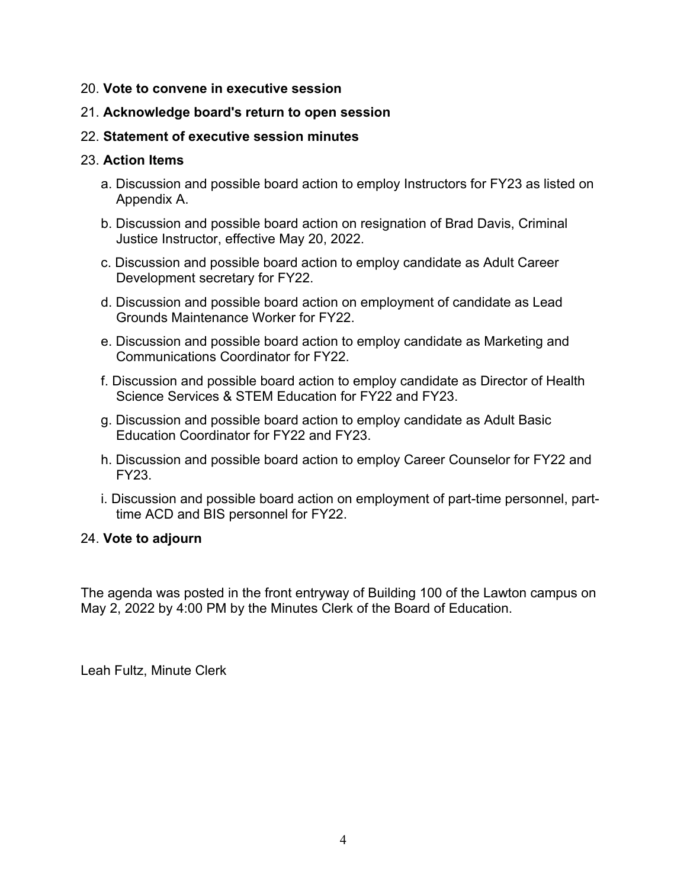20. **Vote to convene in executive session**

21. **Acknowledge board's return to open session**

22. **Statement of executive session minutes**

23. **Action Items**

    a. Discussion and possible board action to employ Instructors for FY23 as listed on Appendix A.

    b. Discussion and possible board action on resignation of Brad Davis, Criminal Justice Instructor, effective May 20, 2022.

    c. Discussion and possible board action to employ candidate as Adult Career Development secretary for FY22.

    d. Discussion and possible board action on employment of candidate as Lead Grounds Maintenance Worker for FY22.

    e. Discussion and possible board action to employ candidate as Marketing and Communications Coordinator for FY22.

    f. Discussion and possible board action to employ candidate as Director of Health Science Services & STEM Education for FY22 and FY23.

    g. Discussion and possible board action to employ candidate as Adult Basic Education Coordinator for FY22 and FY23.

    h. Discussion and possible board action to employ Career Counselor for FY22 and FY23.

    i. Discussion and possible board action on employment of part-time personnel, part-time ACD and BIS personnel for FY22.

24. **Vote to adjourn**

The agenda was posted in the front entryway of Building 100 of the Lawton campus on May 2, 2022 by 4:00 PM by the Minutes Clerk of the Board of Education.

Leah Fultz, Minute Clerk